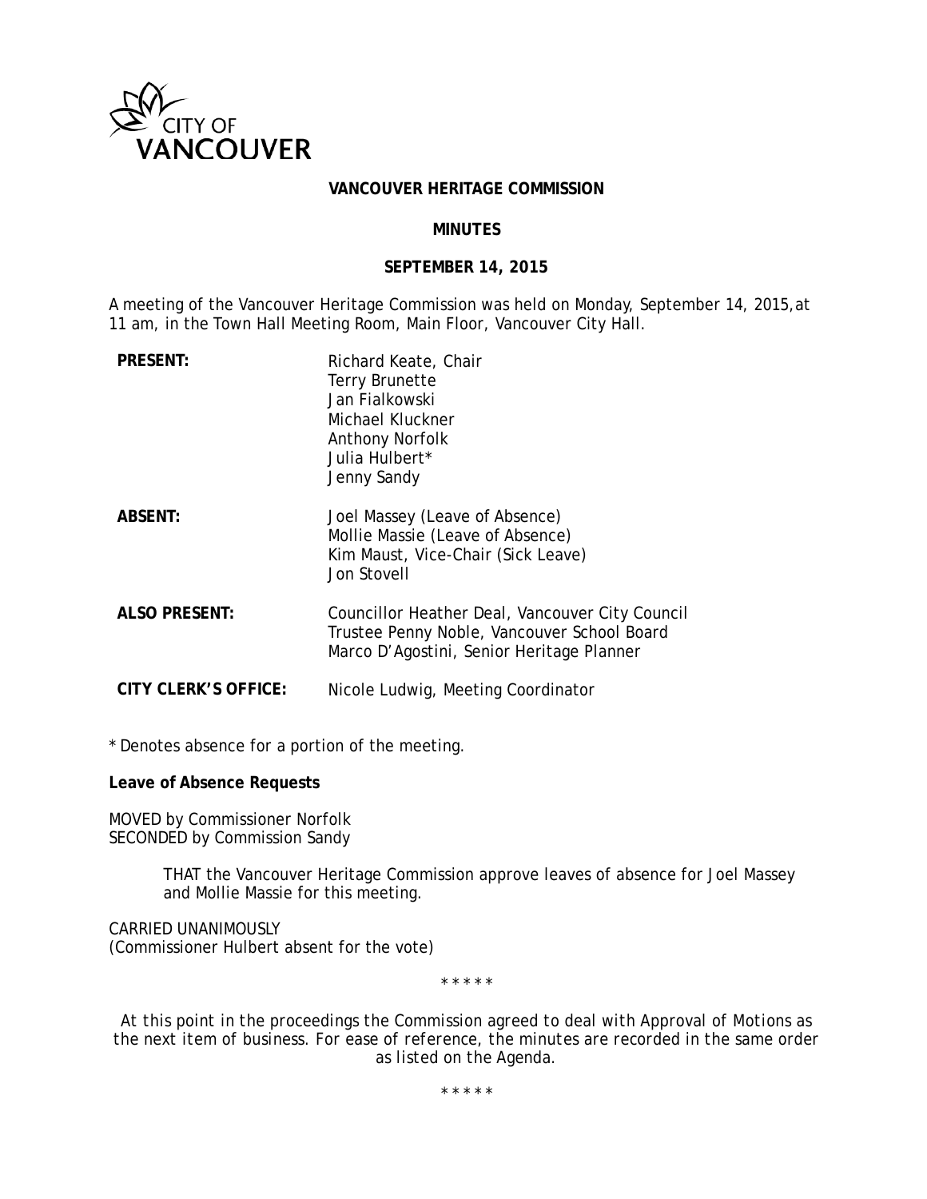# VANCOUVER HERITAGE COMMISSION

## MINUTES

### SEPTEMBER 14, 2015

A meeting of the Vancouver Heritage Commission was held on Monday, September 14, 2015,at 11 am, in the Town Hall Meeting Room, Main Floor, Vancouver City Hall.

| | |
|---|---|
| **PRESENT:** | Richard Keate, Chair<br>Terry Brunette<br>Jan Fialkowski<br>Michael Kluckner<br>Anthony Norfolk<br>Julia Hulbert*<br>Jenny Sandy |
| **ABSENT:** | Joel Massey (Leave of Absence)<br>Mollie Massie (Leave of Absence)<br>Kim Maust, Vice-Chair (Sick Leave)<br>Jon Stovell |
| **ALSO PRESENT:** | Councillor Heather Deal, Vancouver City Council<br>Trustee Penny Noble, Vancouver School Board<br>Marco D'Agostini, Senior Heritage Planner |
| **CITY CLERK'S OFFICE:** | Nicole Ludwig, Meeting Coordinator |

\* Denotes absence for a portion of the meeting.

**Leave of Absence Requests**

MOVED by Commissioner Norfolk
SECONDED by Commission Sandy

> THAT the Vancouver Heritage Commission approve leaves of absence for Joel Massey and Mollie Massie for this meeting.

CARRIED UNANIMOUSLY
(Commissioner Hulbert absent for the vote)

\* \* \* \* \*

*At this point in the proceedings the Commission agreed to deal with Approval of Motions as the next item of business. For ease of reference, the minutes are recorded in the same order as listed on the Agenda.*

\* \* \* \* \*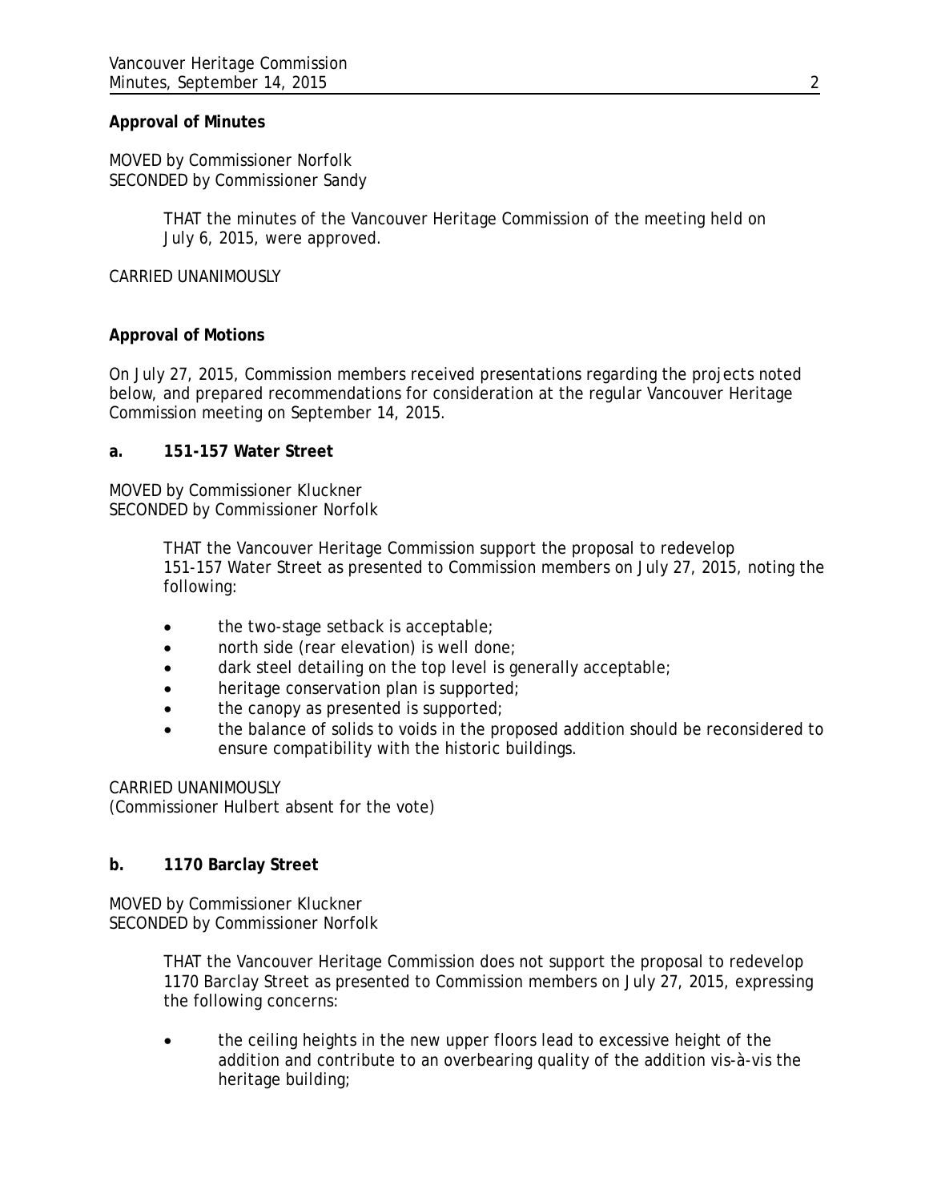**Approval of Minutes**

MOVED by Commissioner Norfolk
SECONDED by Commissioner Sandy

> THAT the minutes of the Vancouver Heritage Commission of the meeting held on July 6, 2015, were approved.

CARRIED UNANIMOUSLY

**Approval of Motions**

On July 27, 2015, Commission members received presentations regarding the projects noted below, and prepared recommendations for consideration at the regular Vancouver Heritage Commission meeting on September 14, 2015.

**a. 151-157 Water Street**

MOVED by Commissioner Kluckner
SECONDED by Commissioner Norfolk

> THAT the Vancouver Heritage Commission support the proposal to redevelop 151-157 Water Street as presented to Commission members on July 27, 2015, noting the following:
>
> - the two-stage setback is acceptable;
> - north side (rear elevation) is well done;
> - dark steel detailing on the top level is generally acceptable;
> - heritage conservation plan is supported;
> - the canopy as presented is supported;
> - the balance of solids to voids in the proposed addition should be reconsidered to ensure compatibility with the historic buildings.

CARRIED UNANIMOUSLY
(Commissioner Hulbert absent for the vote)

**b. 1170 Barclay Street**

MOVED by Commissioner Kluckner
SECONDED by Commissioner Norfolk

> THAT the Vancouver Heritage Commission does not support the proposal to redevelop 1170 Barclay Street as presented to Commission members on July 27, 2015, expressing the following concerns:
>
> - the ceiling heights in the new upper floors lead to excessive height of the addition and contribute to an overbearing quality of the addition vis-à-vis the heritage building;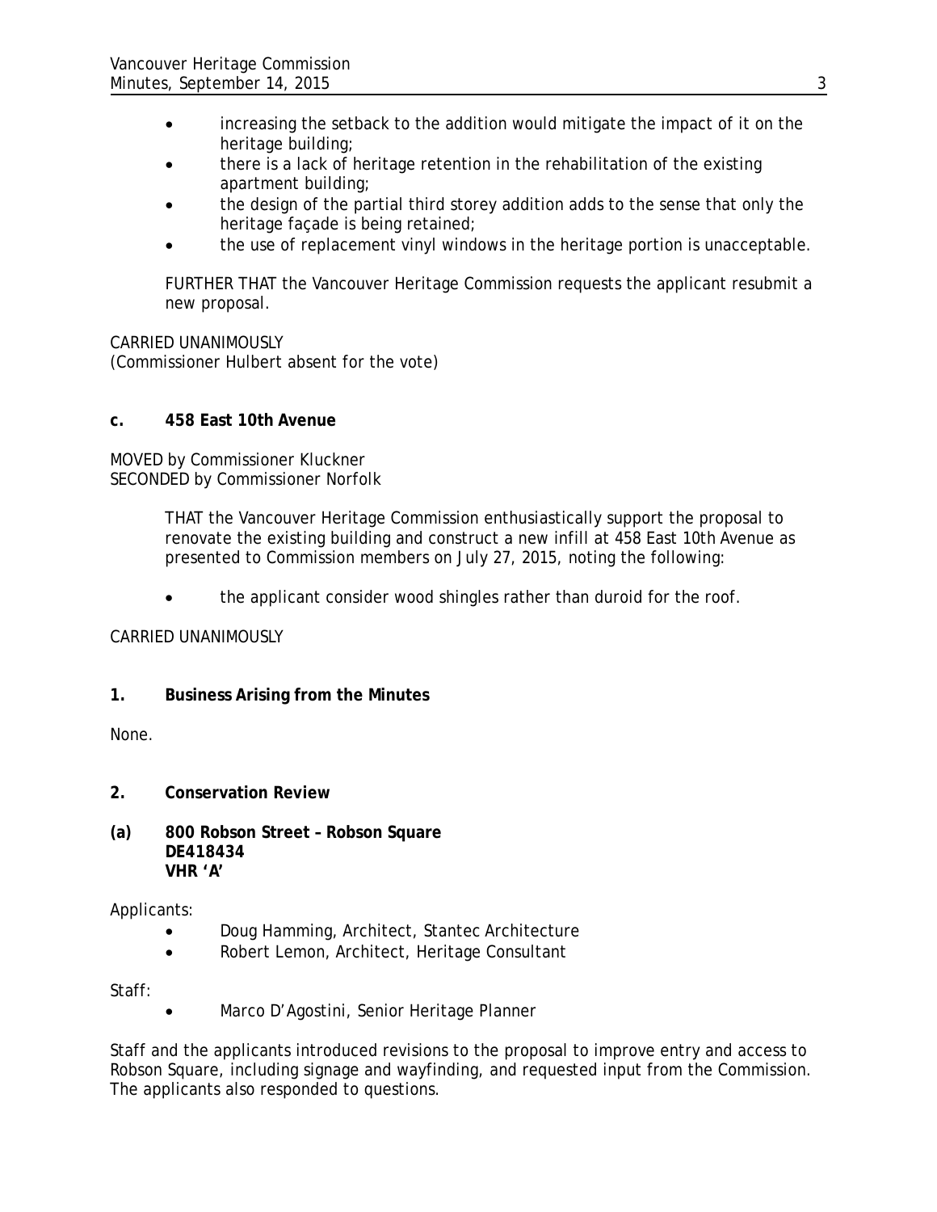- increasing the setback to the addition would mitigate the impact of it on the heritage building;
- there is a lack of heritage retention in the rehabilitation of the existing apartment building;
- the design of the partial third storey addition adds to the sense that only the heritage façade is being retained;
- the use of replacement vinyl windows in the heritage portion is unacceptable.

FURTHER THAT the Vancouver Heritage Commission requests the applicant resubmit a new proposal.

CARRIED UNANIMOUSLY
(Commissioner Hulbert absent for the vote)

**c. 458 East 10th Avenue**

MOVED by Commissioner Kluckner
SECONDED by Commissioner Norfolk

THAT the Vancouver Heritage Commission enthusiastically support the proposal to renovate the existing building and construct a new infill at 458 East 10th Avenue as presented to Commission members on July 27, 2015, noting the following:

- the applicant consider wood shingles rather than duroid for the roof.

CARRIED UNANIMOUSLY

**1. Business Arising from the Minutes**

None.

**2. Conservation Review**

**(a) 800 Robson Street – Robson Square**
**DE418434**
**VHR 'A'**

Applicants:

- Doug Hamming, Architect, Stantec Architecture
- Robert Lemon, Architect, Heritage Consultant

Staff:

- Marco D'Agostini, Senior Heritage Planner

Staff and the applicants introduced revisions to the proposal to improve entry and access to Robson Square, including signage and wayfinding, and requested input from the Commission. The applicants also responded to questions.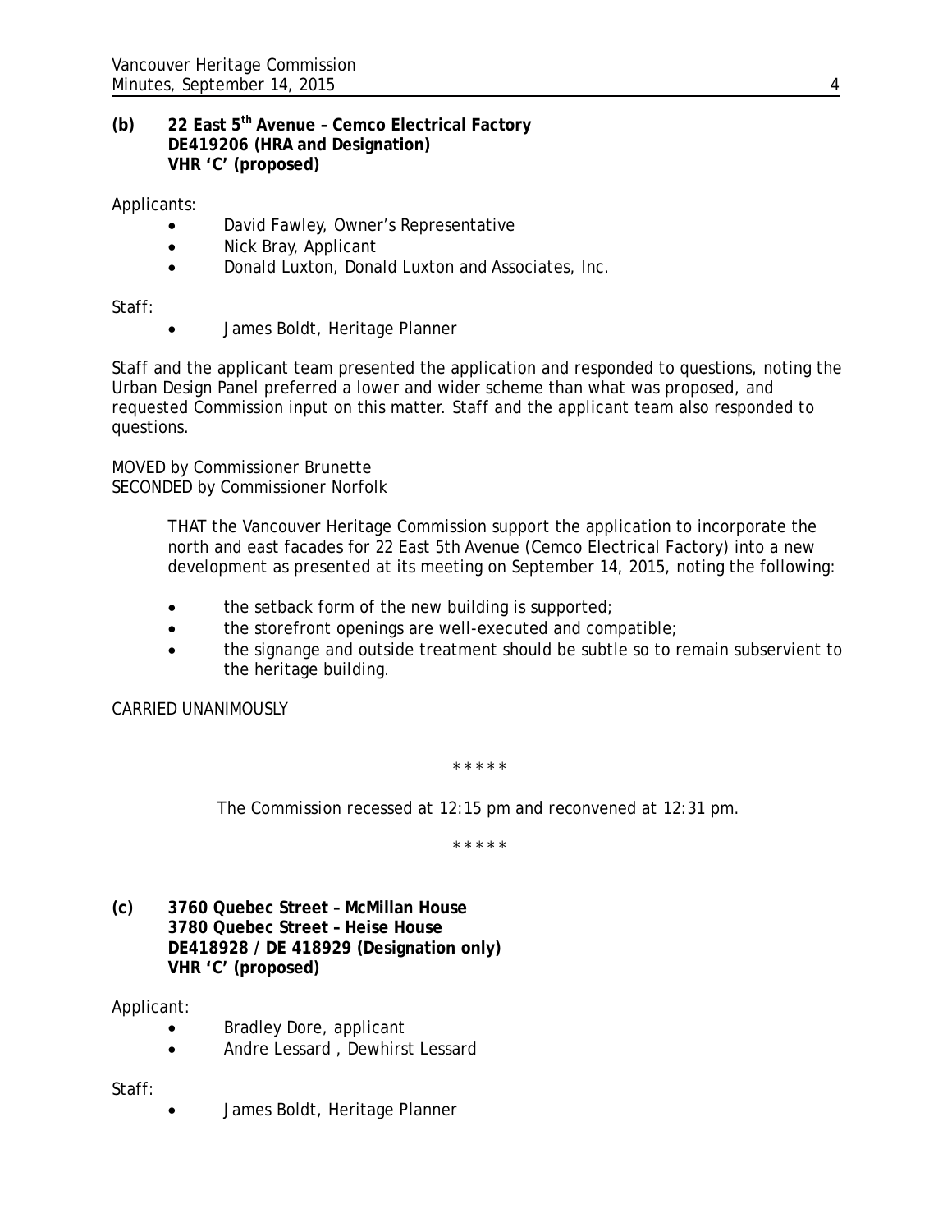**(b) 22 East 5th Avenue – Cemco Electrical Factory**
**DE419206 (HRA and Designation)**
**VHR 'C' (proposed)**

Applicants:

- David Fawley, Owner's Representative
- Nick Bray, Applicant
- Donald Luxton, Donald Luxton and Associates, Inc.

Staff:

- James Boldt, Heritage Planner

Staff and the applicant team presented the application and responded to questions, noting the Urban Design Panel preferred a lower and wider scheme than what was proposed, and requested Commission input on this matter. Staff and the applicant team also responded to questions.

MOVED by Commissioner Brunette
SECONDED by Commissioner Norfolk

> THAT the Vancouver Heritage Commission support the application to incorporate the north and east facades for 22 East 5th Avenue (Cemco Electrical Factory) into a new development as presented at its meeting on September 14, 2015, noting the following:
>
> - the setback form of the new building is supported;
> - the storefront openings are well-executed and compatible;
> - the signange and outside treatment should be subtle so to remain subservient to the heritage building.

CARRIED UNANIMOUSLY

\* \* \* \* \*

The Commission recessed at 12:15 pm and reconvened at 12:31 pm.

\* \* \* \* \*

**(c) 3760 Quebec Street – McMillan House**
**3780 Quebec Street – Heise House**
**DE418928 / DE 418929 (Designation only)**
**VHR 'C' (proposed)**

Applicant:

- Bradley Dore, applicant
- Andre Lessard , Dewhirst Lessard

Staff:

- James Boldt, Heritage Planner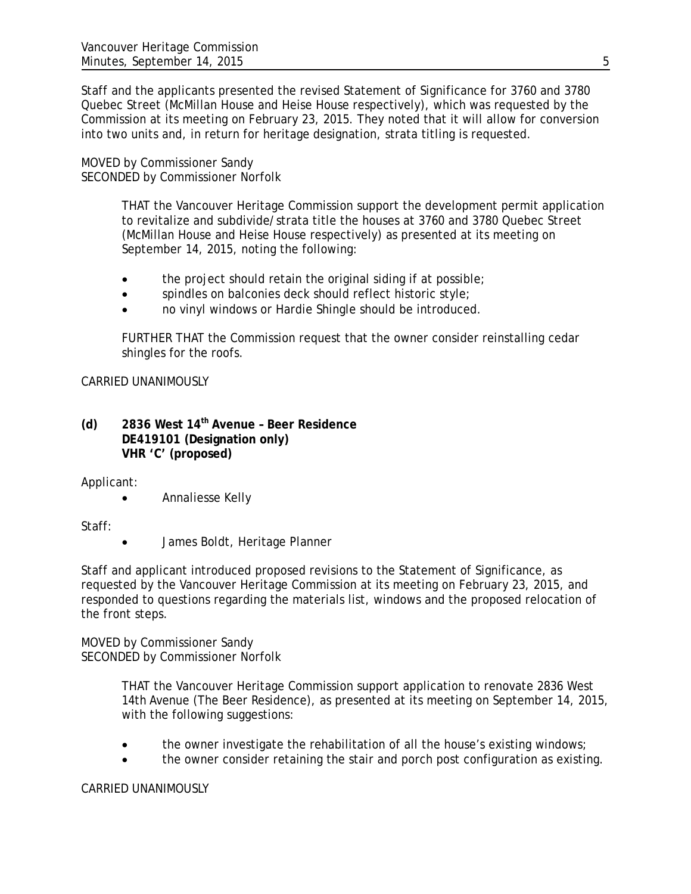Staff and the applicants presented the revised Statement of Significance for 3760 and 3780 Quebec Street (McMillan House and Heise House respectively), which was requested by the Commission at its meeting on February 23, 2015. They noted that it will allow for conversion into two units and, in return for heritage designation, strata titling is requested.

MOVED by Commissioner Sandy
SECONDED by Commissioner Norfolk

> THAT the Vancouver Heritage Commission support the development permit application to revitalize and subdivide/strata title the houses at 3760 and 3780 Quebec Street (McMillan House and Heise House respectively) as presented at its meeting on September 14, 2015, noting the following:
>
> - the project should retain the original siding if at possible;
> - spindles on balconies deck should reflect historic style;
> - no vinyl windows or Hardie Shingle should be introduced.
>
> FURTHER THAT the Commission request that the owner consider reinstalling cedar shingles for the roofs.

CARRIED UNANIMOUSLY

**(d) 2836 West 14th Avenue – Beer Residence**
**DE419101 (Designation only)**
**VHR 'C' (proposed)**

Applicant:

- Annaliesse Kelly

Staff:

- James Boldt, Heritage Planner

Staff and applicant introduced proposed revisions to the Statement of Significance, as requested by the Vancouver Heritage Commission at its meeting on February 23, 2015, and responded to questions regarding the materials list, windows and the proposed relocation of the front steps.

MOVED by Commissioner Sandy
SECONDED by Commissioner Norfolk

> THAT the Vancouver Heritage Commission support application to renovate 2836 West 14th Avenue (The Beer Residence), as presented at its meeting on September 14, 2015, with the following suggestions:
>
> - the owner investigate the rehabilitation of all the house's existing windows;
> - the owner consider retaining the stair and porch post configuration as existing.

CARRIED UNANIMOUSLY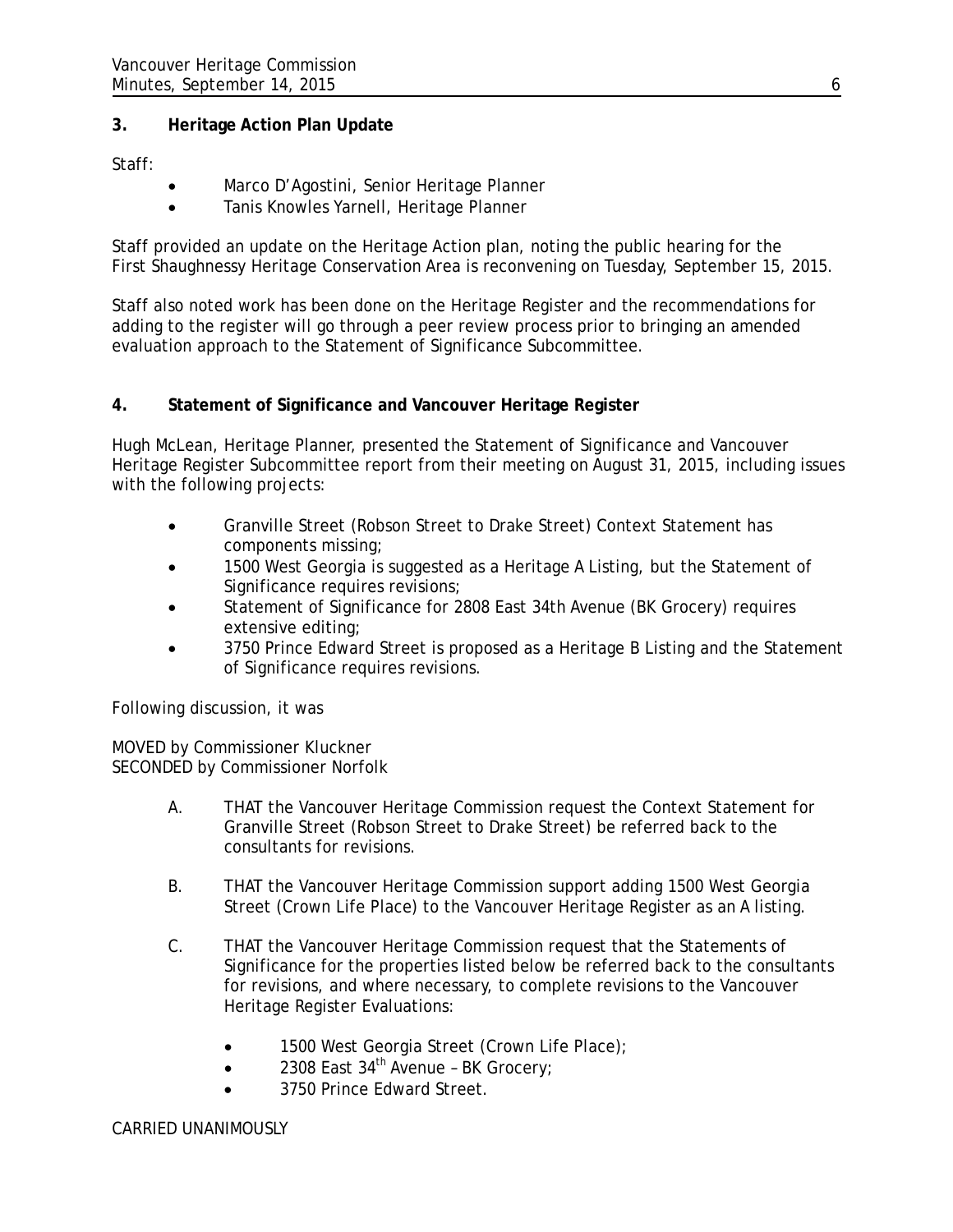## 3. Heritage Action Plan Update

Staff:

- Marco D'Agostini, Senior Heritage Planner
- Tanis Knowles Yarnell, Heritage Planner

Staff provided an update on the Heritage Action plan, noting the public hearing for the First Shaughnessy Heritage Conservation Area is reconvening on Tuesday, September 15, 2015.

Staff also noted work has been done on the Heritage Register and the recommendations for adding to the register will go through a peer review process prior to bringing an amended evaluation approach to the Statement of Significance Subcommittee.

## 4. Statement of Significance and Vancouver Heritage Register

Hugh McLean, Heritage Planner, presented the Statement of Significance and Vancouver Heritage Register Subcommittee report from their meeting on August 31, 2015, including issues with the following projects:

- Granville Street (Robson Street to Drake Street) Context Statement has components missing;
- 1500 West Georgia is suggested as a Heritage A Listing, but the Statement of Significance requires revisions;
- Statement of Significance for 2808 East 34th Avenue (BK Grocery) requires extensive editing;
- 3750 Prince Edward Street is proposed as a Heritage B Listing and the Statement of Significance requires revisions.

Following discussion, it was

MOVED by Commissioner Kluckner
SECONDED by Commissioner Norfolk

A. THAT the Vancouver Heritage Commission request the Context Statement for Granville Street (Robson Street to Drake Street) be referred back to the consultants for revisions.

B. THAT the Vancouver Heritage Commission support adding 1500 West Georgia Street (Crown Life Place) to the Vancouver Heritage Register as an A listing.

C. THAT the Vancouver Heritage Commission request that the Statements of Significance for the properties listed below be referred back to the consultants for revisions, and where necessary, to complete revisions to the Vancouver Heritage Register Evaluations:

- 1500 West Georgia Street (Crown Life Place);
- 2308 East 34th Avenue – BK Grocery;
- 3750 Prince Edward Street.

CARRIED UNANIMOUSLY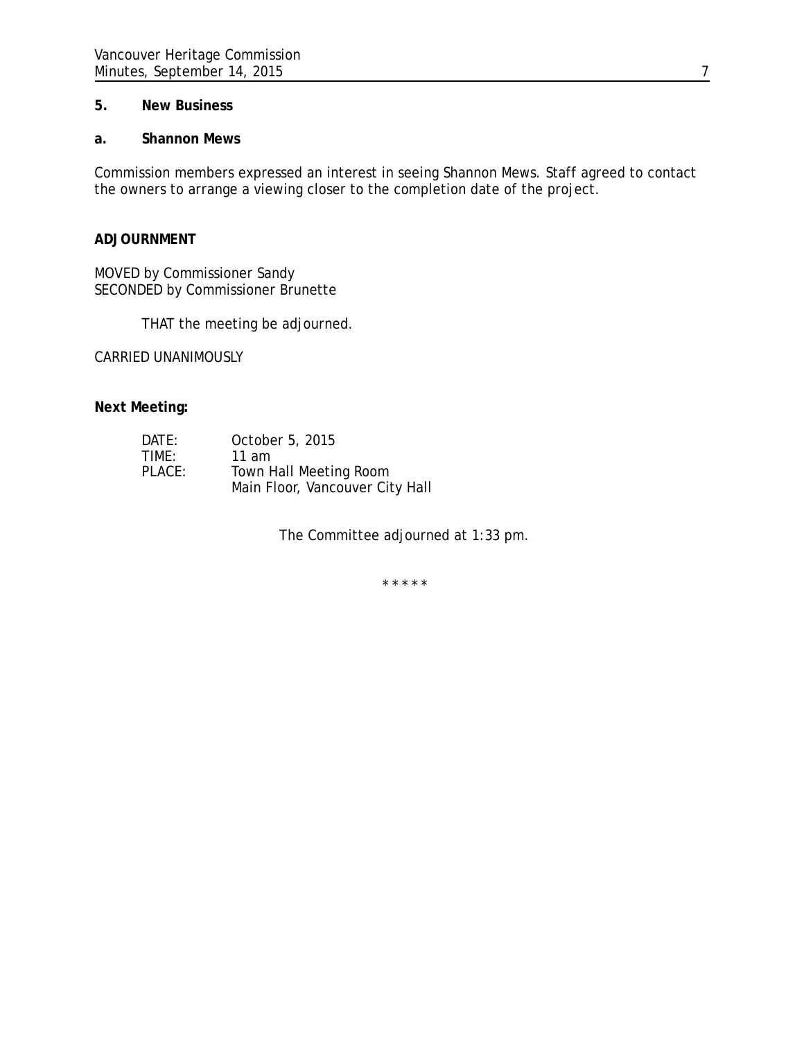## 5. New Business

### a. Shannon Mews

Commission members expressed an interest in seeing Shannon Mews. Staff agreed to contact the owners to arrange a viewing closer to the completion date of the project.

## ADJOURNMENT

MOVED by Commissioner Sandy
SECONDED by Commissioner Brunette

THAT the meeting be adjourned.

CARRIED UNANIMOUSLY

**Next Meeting:**

| | |
|---|---|
| DATE: | October 5, 2015 |
| TIME: | 11 am |
| PLACE: | Town Hall Meeting Room<br>Main Floor, Vancouver City Hall |

The Committee adjourned at 1:33 pm.

* * * * *